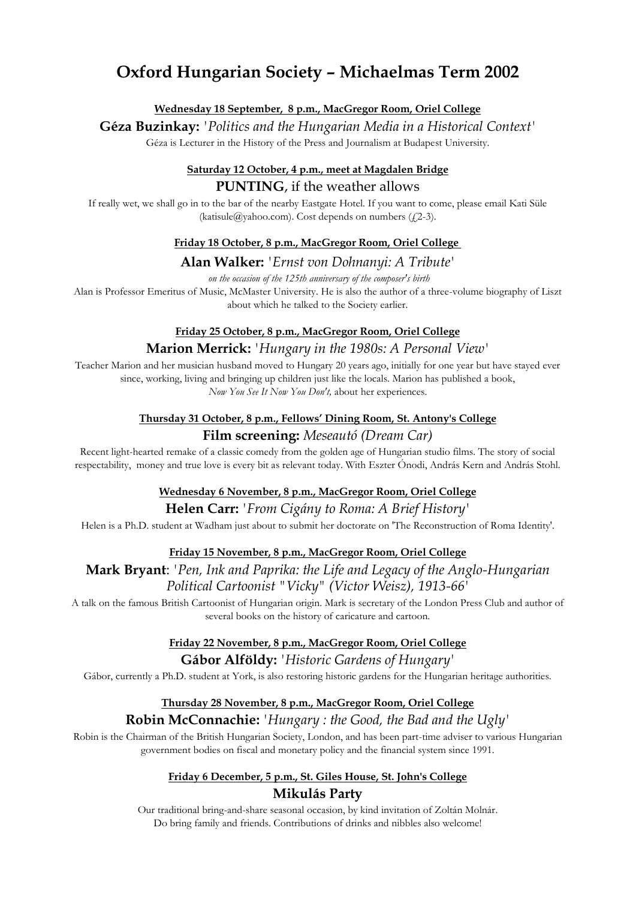# Oxford Hungarian Society – Michaelmas Term 2002

**Wednesday 18 September, 8 p.m., MacGregor Room, Oriel College**

**Géza Buzinkay:** '*Politics and the Hungarian Media in a Historical Context*'

Géza is Lecturer in the History of the Press and Journalism at Budapest University.

**Saturday 12 October, 4 p.m., meet at Magdalen Bridge**

**PUNTING**, if the weather allows

If really wet, we shall go in to the bar of the nearby Eastgate Hotel. If you want to come, please email Kati Süle (katisule@yahoo.com). Cost depends on numbers (£2-3).

**Friday 18 October, 8 p.m., MacGregor Room, Oriel College**

**Alan Walker:** '*Ernst von Dohnanyi: A Tribute*'

*on the occasion of the 125th anniversary of the composer's birth*

Alan is Professor Emeritus of Music, McMaster University. He is also the author of a three-volume biography of Liszt about which he talked to the Society earlier.

**Friday 25 October, 8 p.m., MacGregor Room, Oriel College**

**Marion Merrick:** '*Hungary in the 1980s: A Personal View*'

Teacher Marion and her musician husband moved to Hungary 20 years ago, initially for one year but have stayed ever since, working, living and bringing up children just like the locals. Marion has published a book, *Now You See It Now You Don't,* about her experiences.

**Thursday 31 October, 8 p.m., Fellows' Dining Room, St. Antony's College**

**Film screening:** *Meseautó (Dream Car)*

Recent light-hearted remake of a classic comedy from the golden age of Hungarian studio films. The story of social respectability, money and true love is every bit as relevant today. With Eszter Ónodi, András Kern and András Stohl.

**Wednesday 6 November, 8 p.m., MacGregor Room, Oriel College**

**Helen Carr:** '*From Cigány to Roma: A Brief History*'

Helen is a Ph.D. student at Wadham just about to submit her doctorate on 'The Reconstruction of Roma Identity'.

**Friday 15 November, 8 p.m., MacGregor Room, Oriel College**

**Mark Bryant**: '*Pen, Ink and Paprika: the Life and Legacy of the Anglo-Hungarian Political Cartoonist "Vicky" (Victor Weisz), 1913-66*'

A talk on the famous British Cartoonist of Hungarian origin. Mark is secretary of the London Press Club and author of several books on the history of caricature and cartoon.

**Friday 22 November, 8 p.m., MacGregor Room, Oriel College**

**Gábor Alföldy:** '*Historic Gardens of Hungary*'

Gábor, currently a Ph.D. student at York, is also restoring historic gardens for the Hungarian heritage authorities.

**Thursday 28 November, 8 p.m., MacGregor Room, Oriel College**

**Robin McConnachie:** '*Hungary : the Good, the Bad and the Ugly*'

Robin is the Chairman of the British Hungarian Society, London, and has been part-time adviser to various Hungarian government bodies on fiscal and monetary policy and the financial system since 1991.

**Friday 6 December, 5 p.m., St. Giles House, St. John's College**

**Mikulás Party**

Our traditional bring-and-share seasonal occasion, by kind invitation of Zoltán Molnár. Do bring family and friends. Contributions of drinks and nibbles also welcome!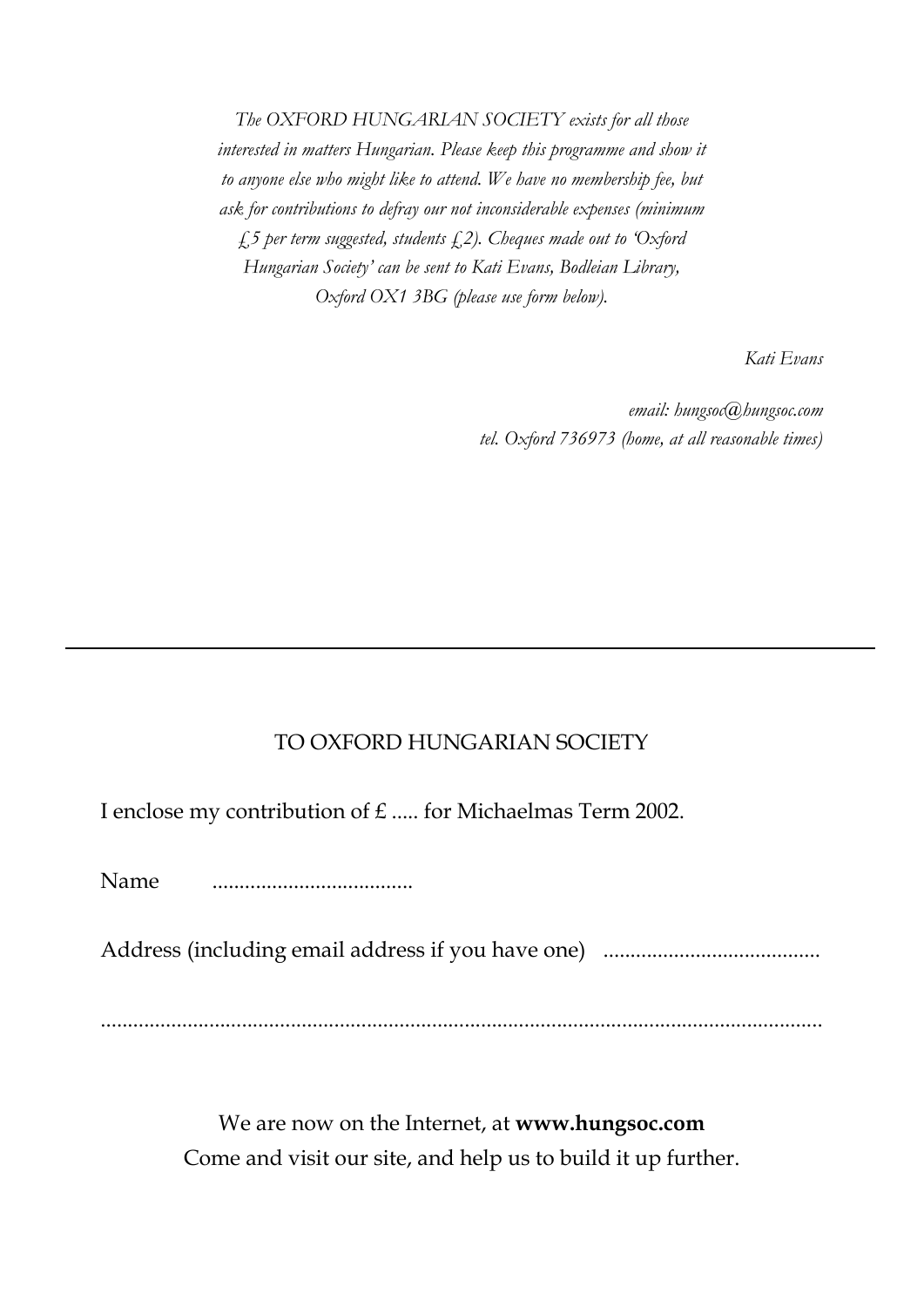*The OXFORD HUNGARIAN SOCIETY exists for all those interested in matters Hungarian. Please keep this programme and show it to anyone else who might like to attend. We have no membership fee, but ask for contributions to defray our not inconsiderable expenses (minimum £5 per term suggested, students £2). Cheques made out to 'Oxford Hungarian Society' can be sent to Kati Evans, Bodleian Library, Oxford OX1 3BG (please use form below).*

*Kati Evans*

*email: hungsoc@hungsoc.com*
*tel. Oxford 736973 (home, at all reasonable times)*

---

TO OXFORD HUNGARIAN SOCIETY

I enclose my contribution of £ ..... for Michaelmas Term 2002.

Name .....................................

Address (including email address if you have one) .......................................

.......................................................................................................................

We are now on the Internet, at **www.hungsoc.com**
Come and visit our site, and help us to build it up further.